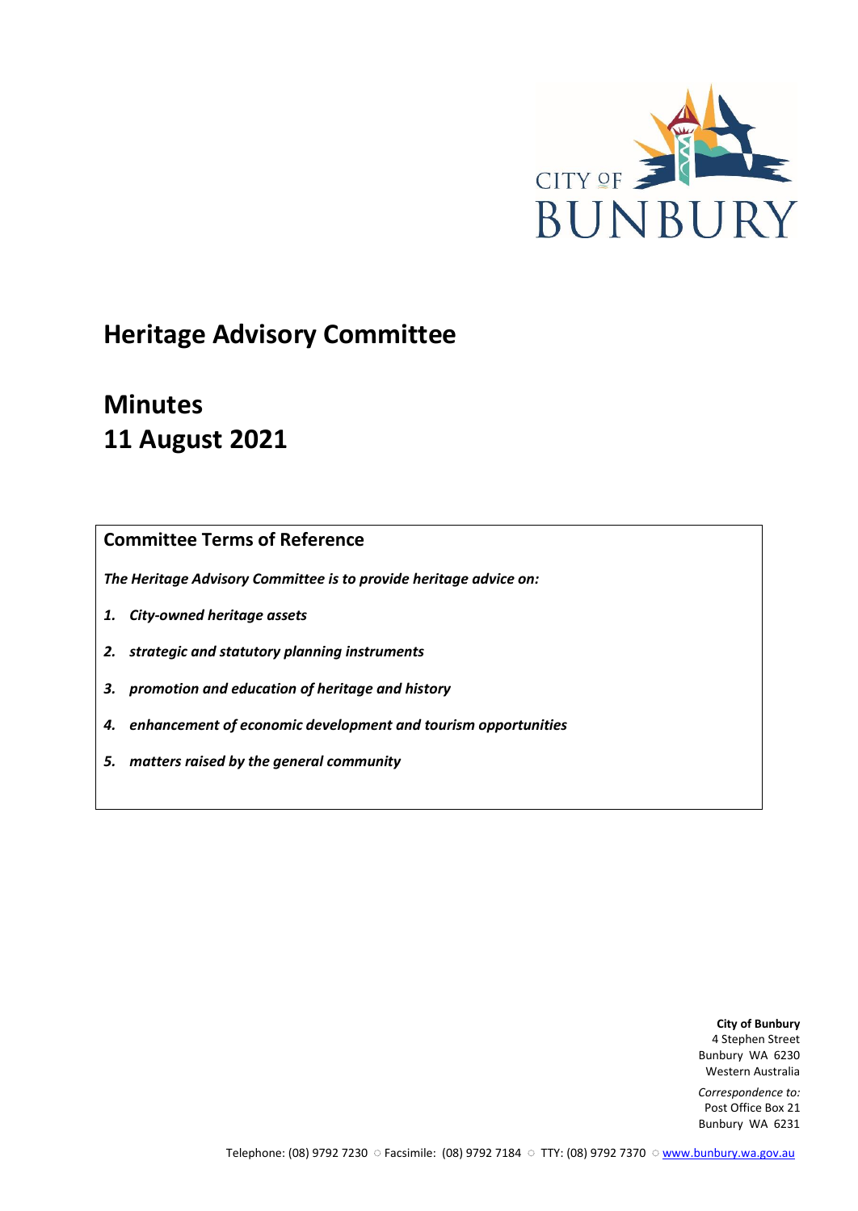CITY OF BUNBURY

# Heritage Advisory Committee

# Minutes
# 11 August 2021

## Committee Terms of Reference

***The Heritage Advisory Committee is to provide heritage advice on:***

1. ***City-owned heritage assets***
2. ***strategic and statutory planning instruments***
3. ***promotion and education of heritage and history***
4. ***enhancement of economic development and tourism opportunities***
5. ***matters raised by the general community***

**City of Bunbury**
4 Stephen Street
Bunbury WA 6230
Western Australia

*Correspondence to:*
Post Office Box 21
Bunbury WA 6231

Telephone: (08) 9792 7230 ○ Facsimile: (08) 9792 7184 ○ TTY: (08) 9792 7370 ○ www.bunbury.wa.gov.au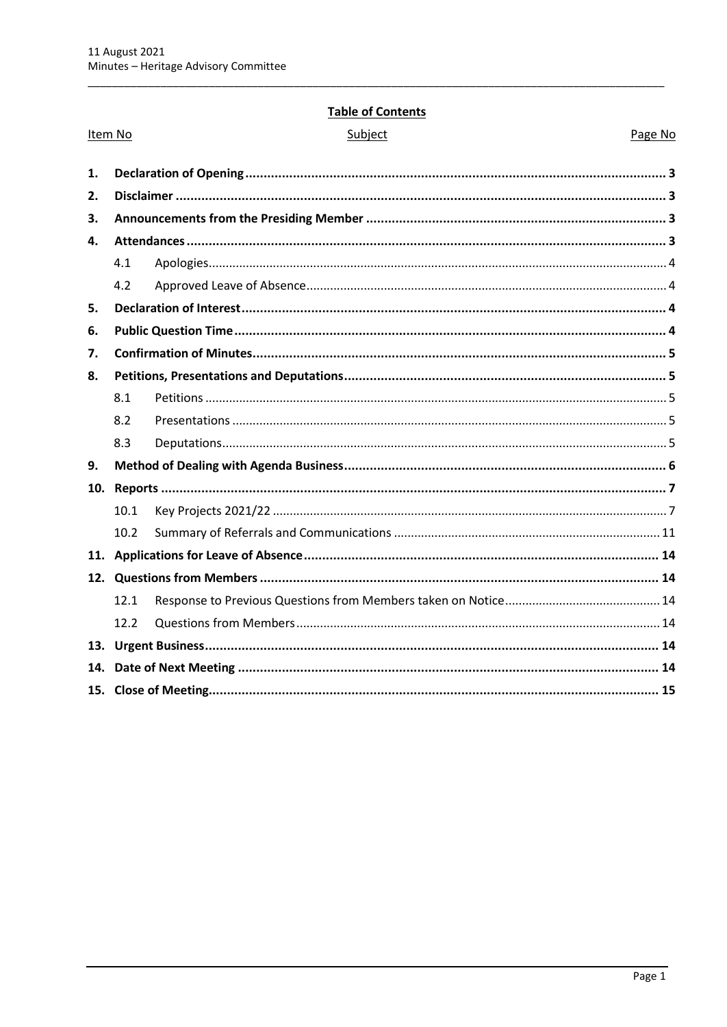**Table of Contents**

| Item No | Subject | Page No |
|---|---|---|
| **1.** | **Declaration of Opening** | **3** |
| **2.** | **Disclaimer** | **3** |
| **3.** | **Announcements from the Presiding Member** | **3** |
| **4.** | **Attendances** | **3** |
| 4.1 | Apologies | 4 |
| 4.2 | Approved Leave of Absence | 4 |
| **5.** | **Declaration of Interest** | **4** |
| **6.** | **Public Question Time** | **4** |
| **7.** | **Confirmation of Minutes** | **5** |
| **8.** | **Petitions, Presentations and Deputations** | **5** |
| 8.1 | Petitions | 5 |
| 8.2 | Presentations | 5 |
| 8.3 | Deputations | 5 |
| **9.** | **Method of Dealing with Agenda Business** | **6** |
| **10.** | **Reports** | **7** |
| 10.1 | Key Projects 2021/22 | 7 |
| 10.2 | Summary of Referrals and Communications | 11 |
| **11.** | **Applications for Leave of Absence** | **14** |
| **12.** | **Questions from Members** | **14** |
| 12.1 | Response to Previous Questions from Members taken on Notice | 14 |
| 12.2 | Questions from Members | 14 |
| **13.** | **Urgent Business** | **14** |
| **14.** | **Date of Next Meeting** | **14** |
| **15.** | **Close of Meeting** | **15** |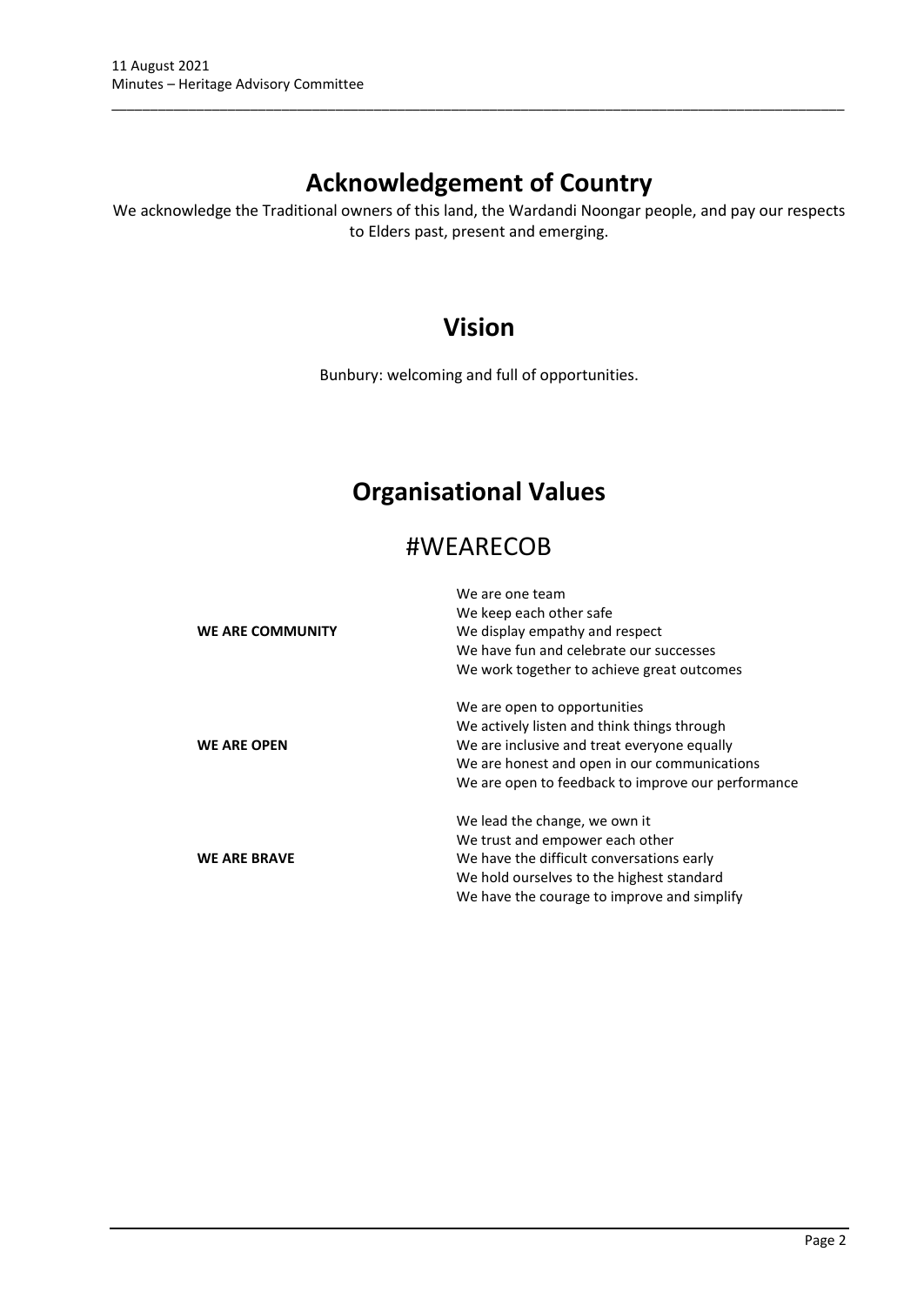# Acknowledgement of Country

We acknowledge the Traditional owners of this land, the Wardandi Noongar people, and pay our respects to Elders past, present and emerging.

# Vision

Bunbury: welcoming and full of opportunities.

# Organisational Values

## #WEARECOB

| | |
|---|---|
| **WE ARE COMMUNITY** | We are one team<br>We keep each other safe<br>We display empathy and respect<br>We have fun and celebrate our successes<br>We work together to achieve great outcomes |
| **WE ARE OPEN** | We are open to opportunities<br>We actively listen and think things through<br>We are inclusive and treat everyone equally<br>We are honest and open in our communications<br>We are open to feedback to improve our performance |
| **WE ARE BRAVE** | We lead the change, we own it<br>We trust and empower each other<br>We have the difficult conversations early<br>We hold ourselves to the highest standard<br>We have the courage to improve and simplify |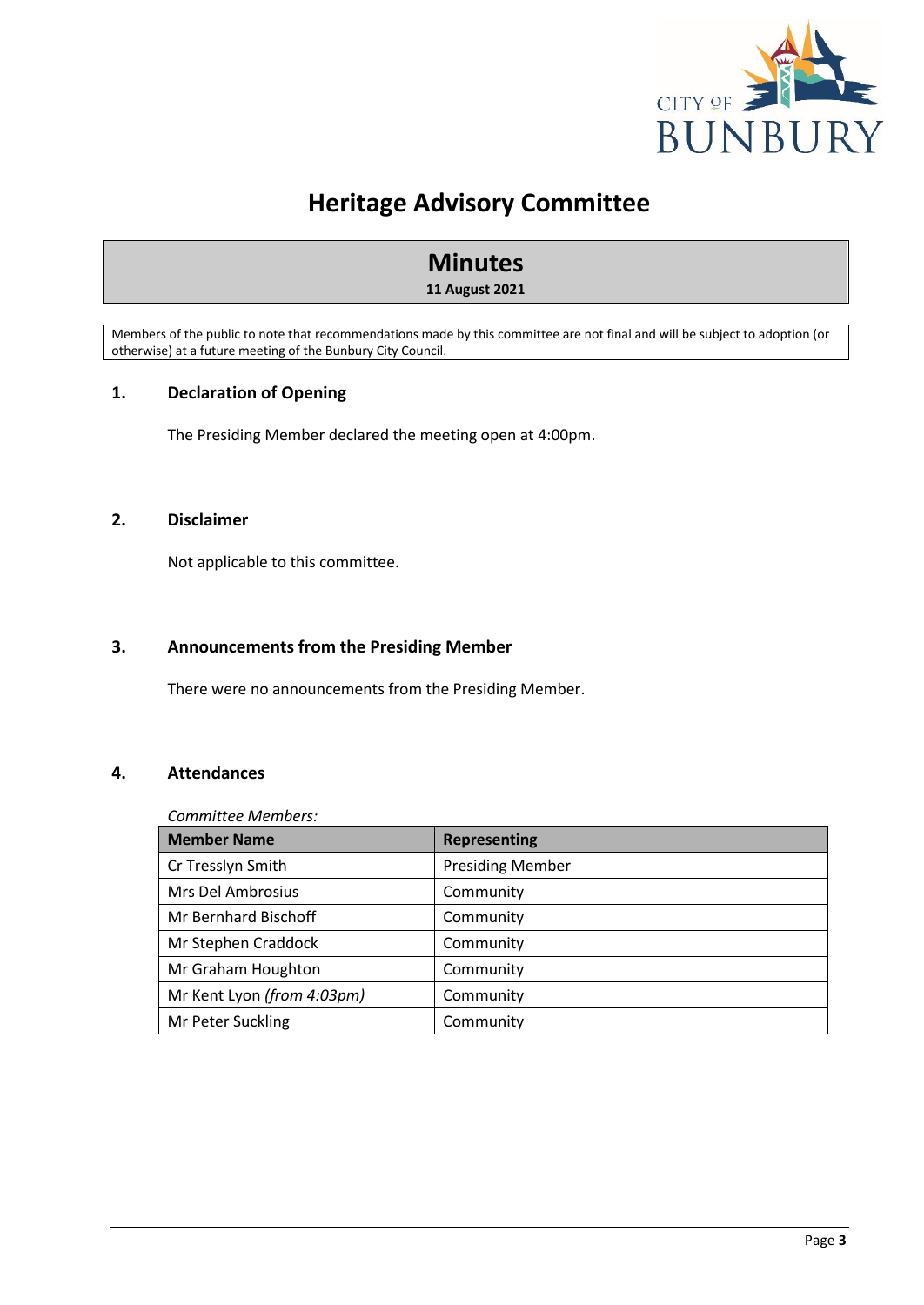# Heritage Advisory Committee

## Minutes

**11 August 2021**

Members of the public to note that recommendations made by this committee are not final and will be subject to adoption (or otherwise) at a future meeting of the Bunbury City Council.

## 1. Declaration of Opening

The Presiding Member declared the meeting open at 4:00pm.

## 2. Disclaimer

Not applicable to this committee.

## 3. Announcements from the Presiding Member

There were no announcements from the Presiding Member.

## 4. Attendances

*Committee Members:*

| Member Name | Representing |
|---|---|
| Cr Tresslyn Smith | Presiding Member |
| Mrs Del Ambrosius | Community |
| Mr Bernhard Bischoff | Community |
| Mr Stephen Craddock | Community |
| Mr Graham Houghton | Community |
| Mr Kent Lyon *(from 4:03pm)* | Community |
| Mr Peter Suckling | Community |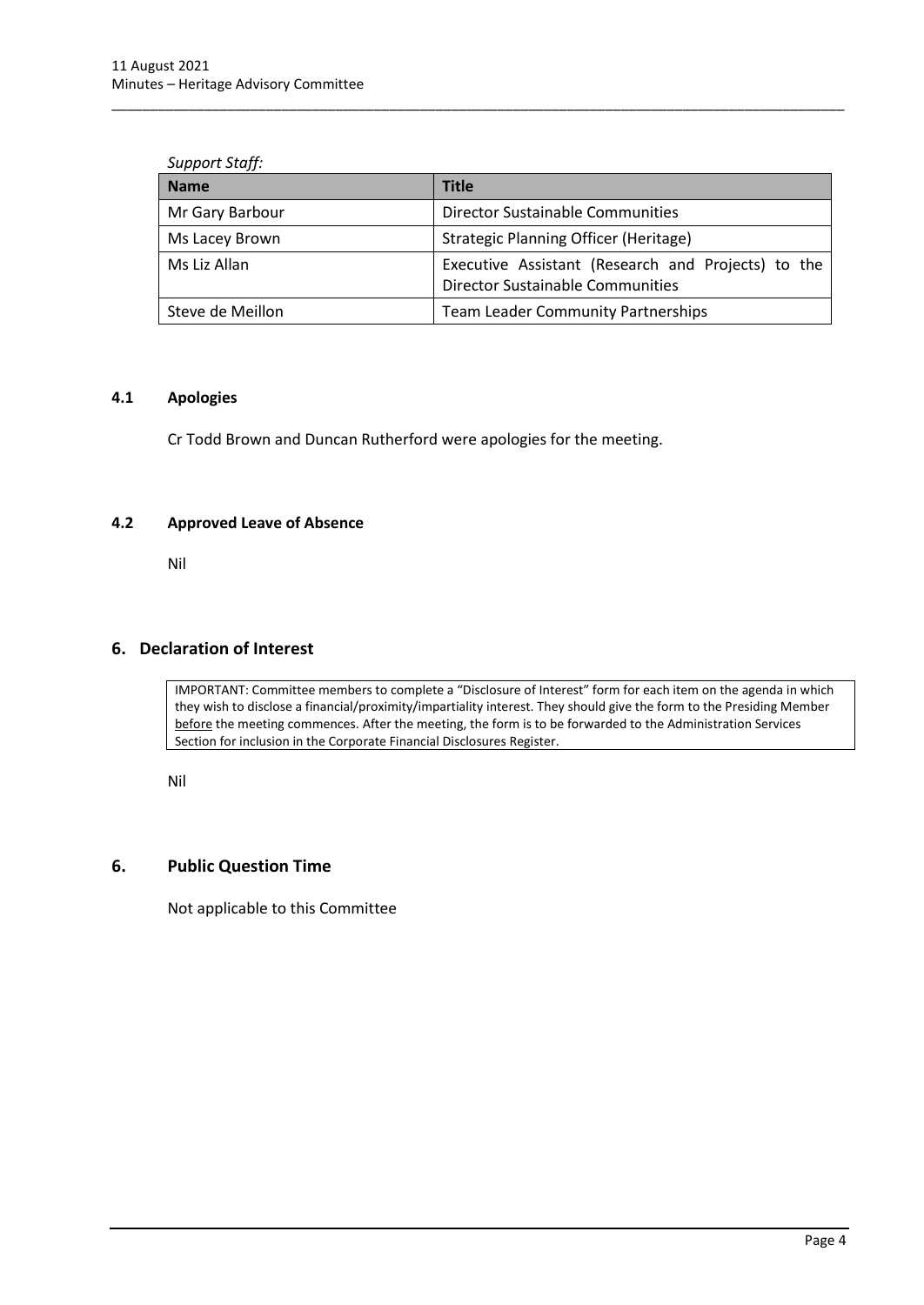*Support Staff:*

| Name | Title |
|---|---|
| Mr Gary Barbour | Director Sustainable Communities |
| Ms Lacey Brown | Strategic Planning Officer (Heritage) |
| Ms Liz Allan | Executive Assistant (Research and Projects) to the Director Sustainable Communities |
| Steve de Meillon | Team Leader Community Partnerships |

### 4.1 Apologies

Cr Todd Brown and Duncan Rutherford were apologies for the meeting.

### 4.2 Approved Leave of Absence

Nil

## 6. Declaration of Interest

IMPORTANT: Committee members to complete a "Disclosure of Interest" form for each item on the agenda in which they wish to disclose a financial/proximity/impartiality interest. They should give the form to the Presiding Member before the meeting commences. After the meeting, the form is to be forwarded to the Administration Services Section for inclusion in the Corporate Financial Disclosures Register.

Nil

## 6. Public Question Time

Not applicable to this Committee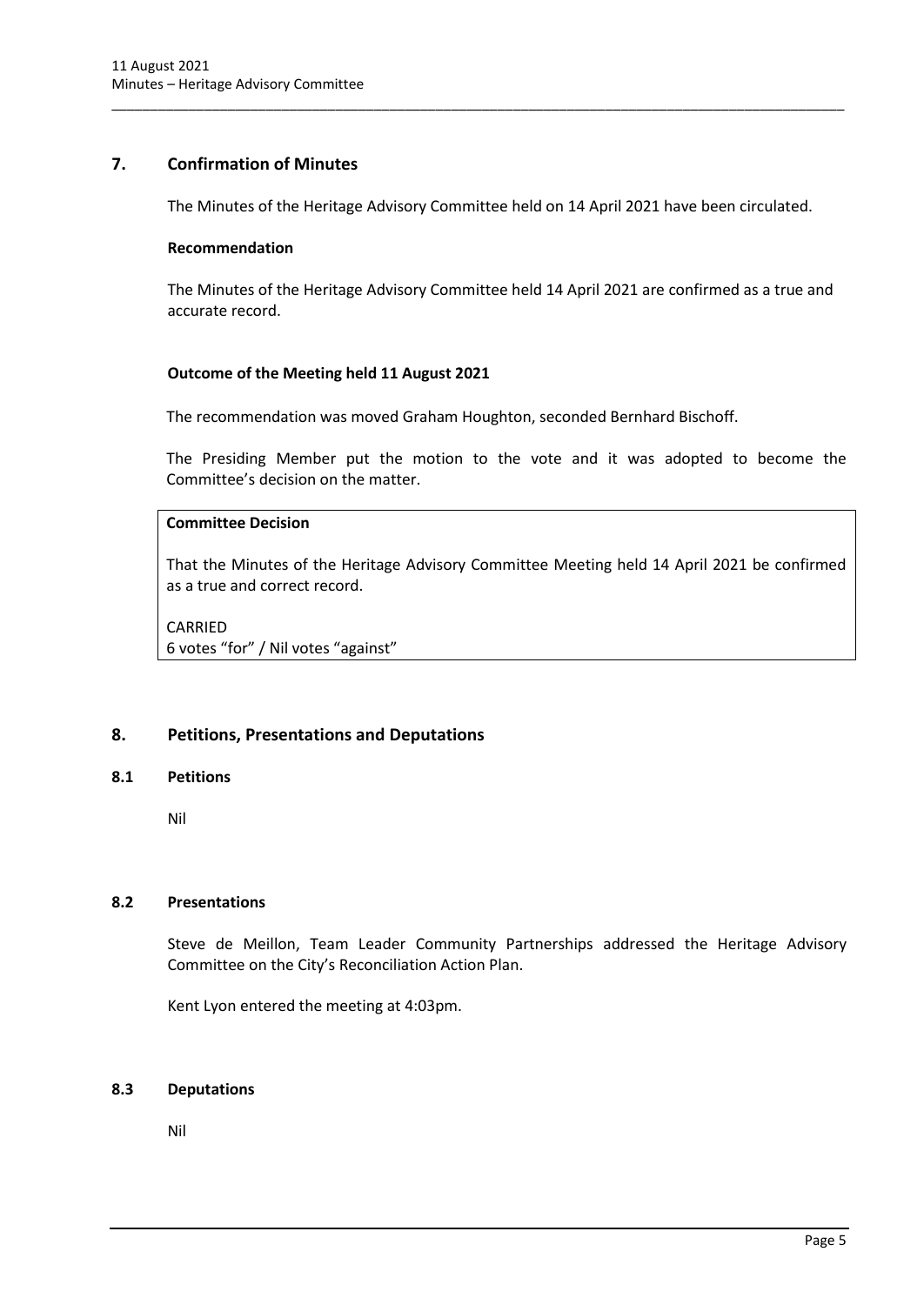## 7. Confirmation of Minutes

The Minutes of the Heritage Advisory Committee held on 14 April 2021 have been circulated.

**Recommendation**

The Minutes of the Heritage Advisory Committee held 14 April 2021 are confirmed as a true and accurate record.

**Outcome of the Meeting held 11 August 2021**

The recommendation was moved Graham Houghton, seconded Bernhard Bischoff.

The Presiding Member put the motion to the vote and it was adopted to become the Committee's decision on the matter.

**Committee Decision**

That the Minutes of the Heritage Advisory Committee Meeting held 14 April 2021 be confirmed as a true and correct record.

CARRIED
6 votes "for" / Nil votes "against"

## 8. Petitions, Presentations and Deputations

### 8.1 Petitions

Nil

### 8.2 Presentations

Steve de Meillon, Team Leader Community Partnerships addressed the Heritage Advisory Committee on the City's Reconciliation Action Plan.

Kent Lyon entered the meeting at 4:03pm.

### 8.3 Deputations

Nil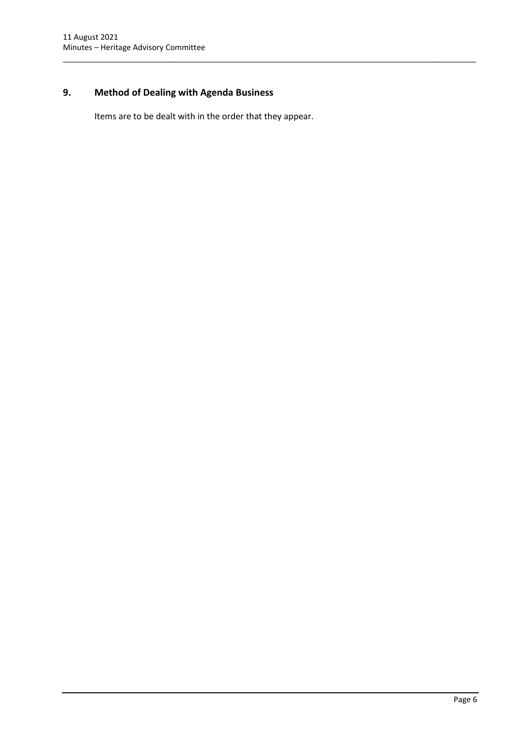## 9. Method of Dealing with Agenda Business

Items are to be dealt with in the order that they appear.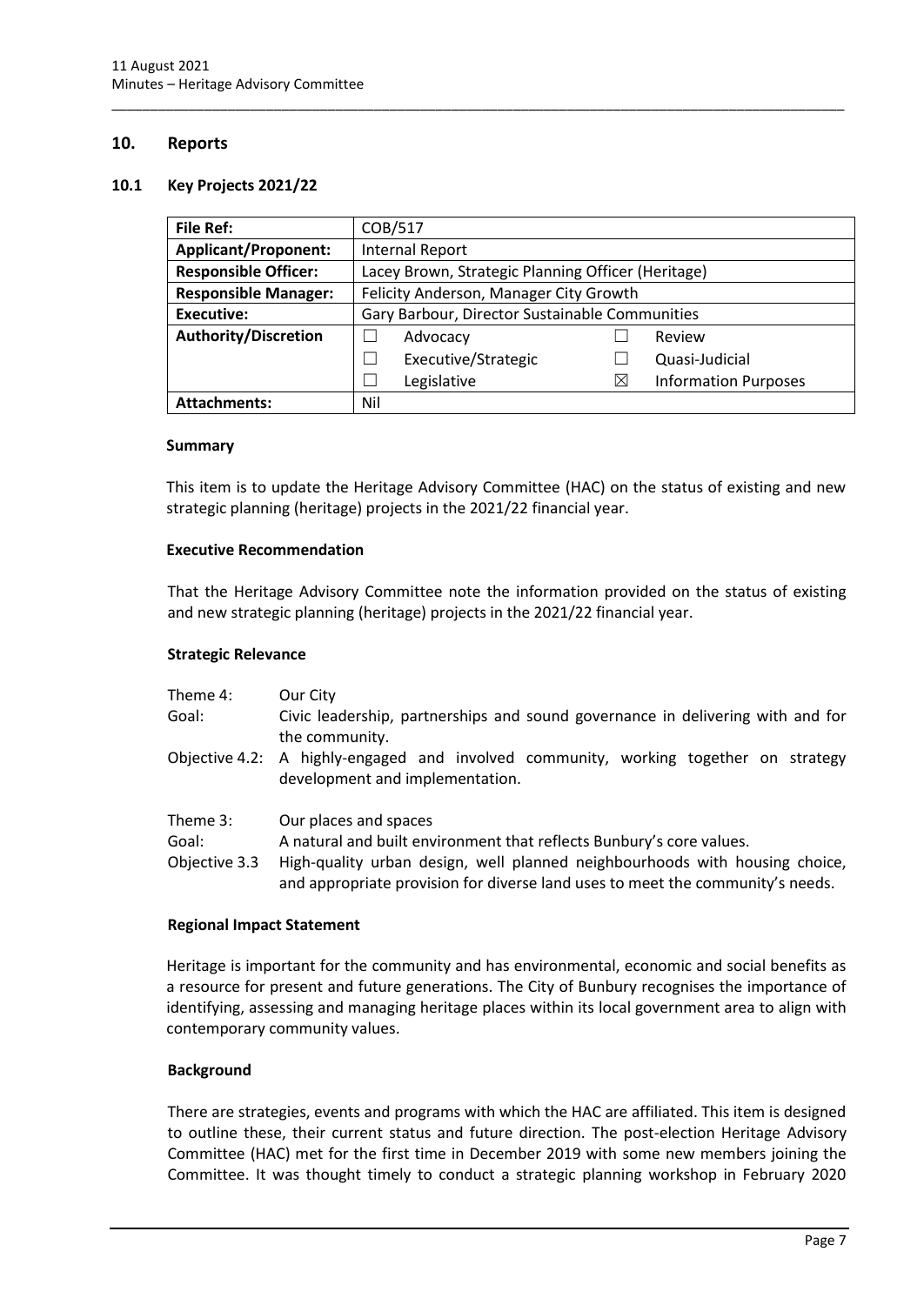## 10. Reports

### 10.1 Key Projects 2021/22

| **File Ref:** | COB/517 | | | |
|---|---|---|---|---|
| **Applicant/Proponent:** | Internal Report | | | |
| **Responsible Officer:** | Lacey Brown, Strategic Planning Officer (Heritage) | | | |
| **Responsible Manager:** | Felicity Anderson, Manager City Growth | | | |
| **Executive:** | Gary Barbour, Director Sustainable Communities | | | |
| **Authority/Discretion** | ☐ | Advocacy | ☐ | Review |
| | ☐ | Executive/Strategic | ☐ | Quasi-Judicial |
| | ☐ | Legislative | ☒ | Information Purposes |
| **Attachments:** | Nil | | | |

#### Summary

This item is to update the Heritage Advisory Committee (HAC) on the status of existing and new strategic planning (heritage) projects in the 2021/22 financial year.

#### Executive Recommendation

That the Heritage Advisory Committee note the information provided on the status of existing and new strategic planning (heritage) projects in the 2021/22 financial year.

#### Strategic Relevance

| | |
|---|---|
| Theme 4: | Our City |
| Goal: | Civic leadership, partnerships and sound governance in delivering with and for the community. |
| Objective 4.2: | A highly-engaged and involved community, working together on strategy development and implementation. |
| Theme 3: | Our places and spaces |
| Goal: | A natural and built environment that reflects Bunbury's core values. |
| Objective 3.3 | High-quality urban design, well planned neighbourhoods with housing choice, and appropriate provision for diverse land uses to meet the community's needs. |

#### Regional Impact Statement

Heritage is important for the community and has environmental, economic and social benefits as a resource for present and future generations. The City of Bunbury recognises the importance of identifying, assessing and managing heritage places within its local government area to align with contemporary community values.

#### Background

There are strategies, events and programs with which the HAC are affiliated. This item is designed to outline these, their current status and future direction. The post-election Heritage Advisory Committee (HAC) met for the first time in December 2019 with some new members joining the Committee. It was thought timely to conduct a strategic planning workshop in February 2020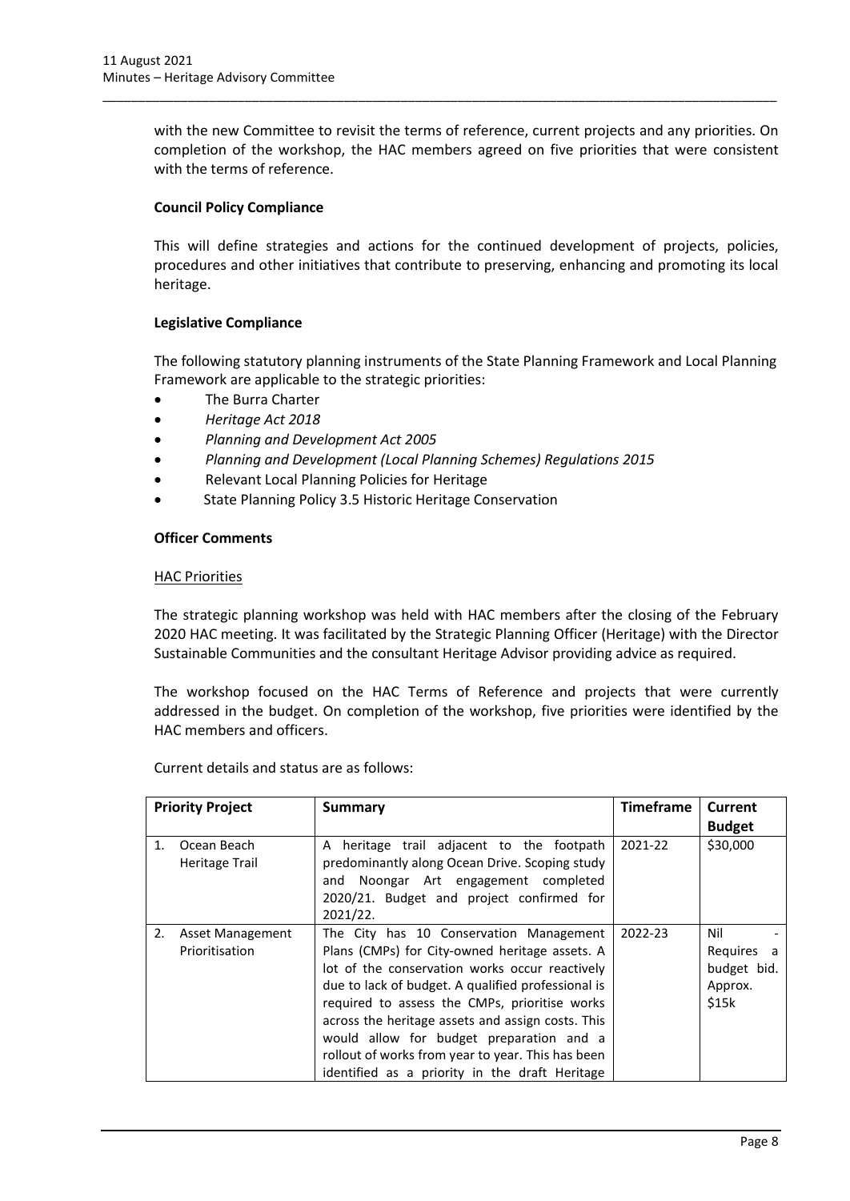with the new Committee to revisit the terms of reference, current projects and any priorities. On completion of the workshop, the HAC members agreed on five priorities that were consistent with the terms of reference.

**Council Policy Compliance**

This will define strategies and actions for the continued development of projects, policies, procedures and other initiatives that contribute to preserving, enhancing and promoting its local heritage.

**Legislative Compliance**

The following statutory planning instruments of the State Planning Framework and Local Planning Framework are applicable to the strategic priorities:

- The Burra Charter
- *Heritage Act 2018*
- *Planning and Development Act 2005*
- *Planning and Development (Local Planning Schemes) Regulations 2015*
- Relevant Local Planning Policies for Heritage
- State Planning Policy 3.5 Historic Heritage Conservation

**Officer Comments**

HAC Priorities

The strategic planning workshop was held with HAC members after the closing of the February 2020 HAC meeting. It was facilitated by the Strategic Planning Officer (Heritage) with the Director Sustainable Communities and the consultant Heritage Advisor providing advice as required.

The workshop focused on the HAC Terms of Reference and projects that were currently addressed in the budget. On completion of the workshop, five priorities were identified by the HAC members and officers.

Current details and status are as follows:

| Priority Project | Summary | Timeframe | Current Budget |
|---|---|---|---|
| 1. Ocean Beach Heritage Trail | A heritage trail adjacent to the footpath predominantly along Ocean Drive. Scoping study and Noongar Art engagement completed 2020/21. Budget and project confirmed for 2021/22. | 2021-22 | $30,000 |
| 2. Asset Management Prioritisation | The City has 10 Conservation Management Plans (CMPs) for City-owned heritage assets. A lot of the conservation works occur reactively due to lack of budget. A qualified professional is required to assess the CMPs, prioritise works across the heritage assets and assign costs. This would allow for budget preparation and a rollout of works from year to year. This has been identified as a priority in the draft Heritage | 2022-23 | Nil - Requires a budget bid. Approx. $15k |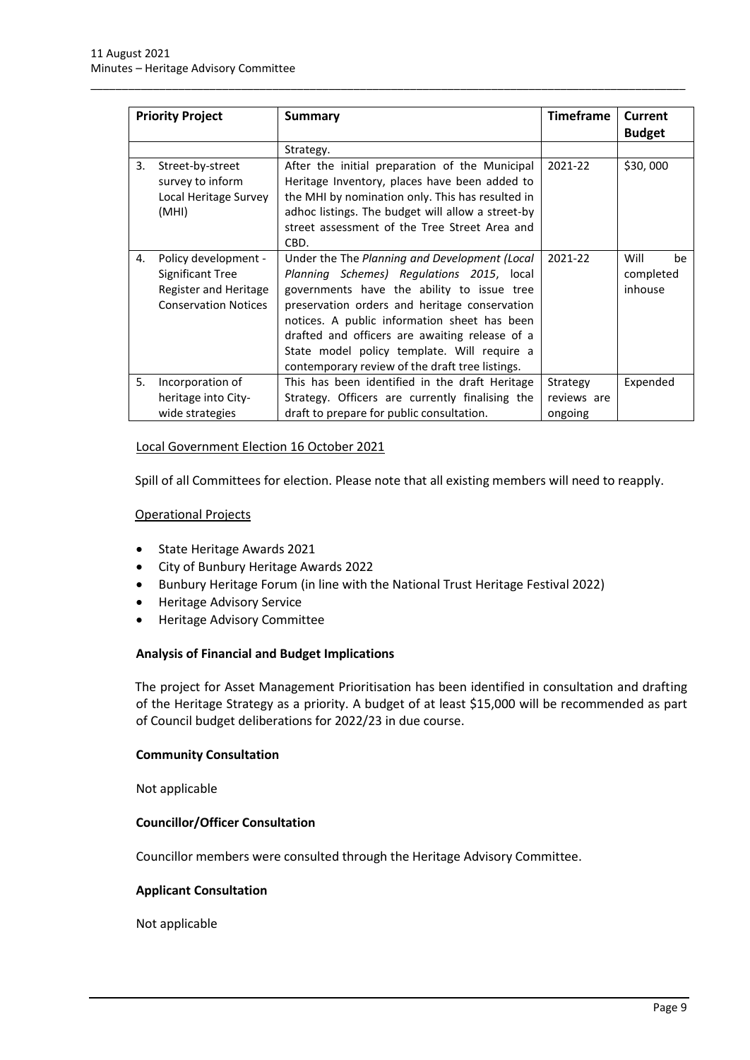| Priority Project | Summary | Timeframe | Current Budget |
|---|---|---|---|
| | Strategy. | | |
| 3. Street-by-street survey to inform Local Heritage Survey (MHI) | After the initial preparation of the Municipal Heritage Inventory, places have been added to the MHI by nomination only. This has resulted in adhoc listings. The budget will allow a street-by street assessment of the Tree Street Area and CBD. | 2021-22 | \$30, 000 |
| 4. Policy development - Significant Tree Register and Heritage Conservation Notices | Under the The *Planning and Development (Local Planning Schemes) Regulations 2015*, local governments have the ability to issue tree preservation orders and heritage conservation notices. A public information sheet has been drafted and officers are awaiting release of a State model policy template. Will require a contemporary review of the draft tree listings. | 2021-22 | Will be completed inhouse |
| 5. Incorporation of heritage into City-wide strategies | This has been identified in the draft Heritage Strategy. Officers are currently finalising the draft to prepare for public consultation. | Strategy reviews are ongoing | Expended |

Local Government Election 16 October 2021

Spill of all Committees for election. Please note that all existing members will need to reapply.

Operational Projects

- State Heritage Awards 2021
- City of Bunbury Heritage Awards 2022
- Bunbury Heritage Forum (in line with the National Trust Heritage Festival 2022)
- Heritage Advisory Service
- Heritage Advisory Committee

**Analysis of Financial and Budget Implications**

The project for Asset Management Prioritisation has been identified in consultation and drafting of the Heritage Strategy as a priority. A budget of at least \$15,000 will be recommended as part of Council budget deliberations for 2022/23 in due course.

**Community Consultation**

Not applicable

**Councillor/Officer Consultation**

Councillor members were consulted through the Heritage Advisory Committee.

**Applicant Consultation**

Not applicable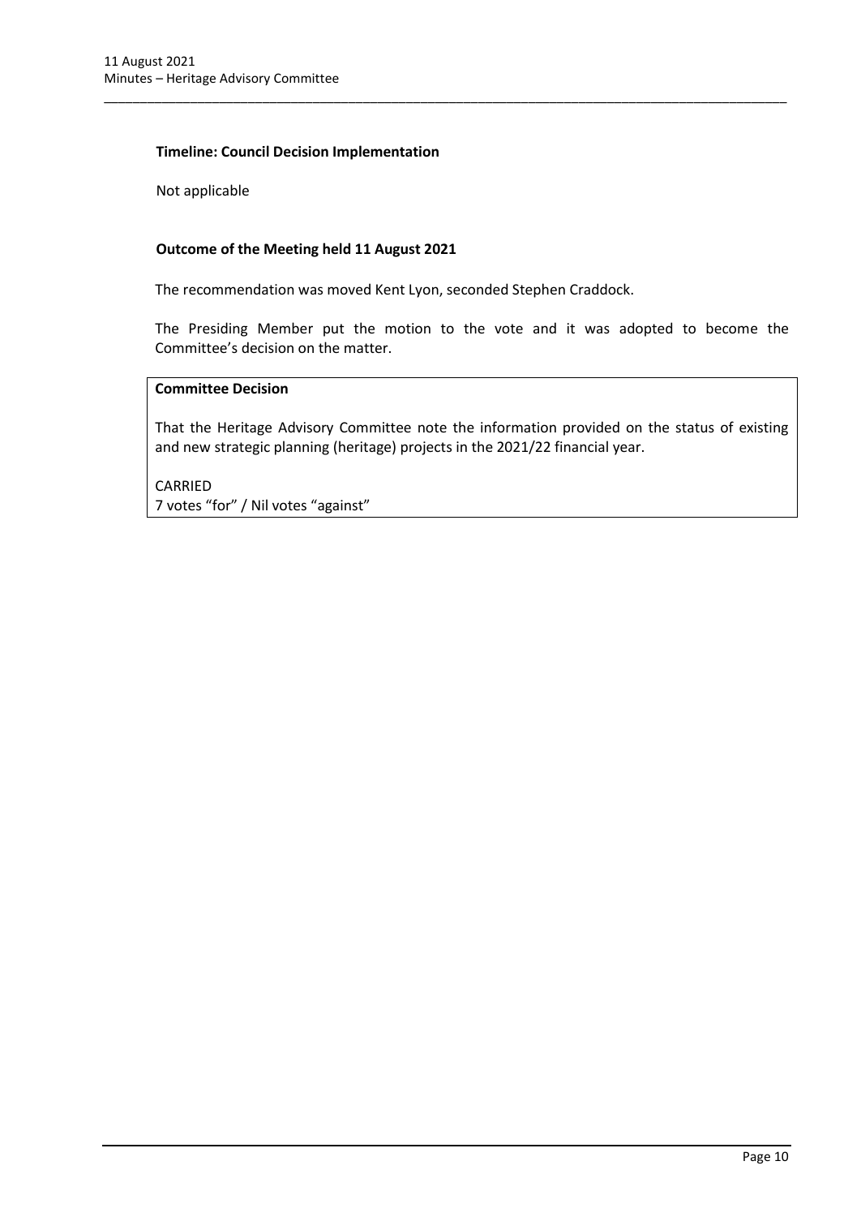**Timeline: Council Decision Implementation**

Not applicable

**Outcome of the Meeting held 11 August 2021**

The recommendation was moved Kent Lyon, seconded Stephen Craddock.

The Presiding Member put the motion to the vote and it was adopted to become the Committee's decision on the matter.

**Committee Decision**

That the Heritage Advisory Committee note the information provided on the status of existing and new strategic planning (heritage) projects in the 2021/22 financial year.

CARRIED
7 votes "for" / Nil votes "against"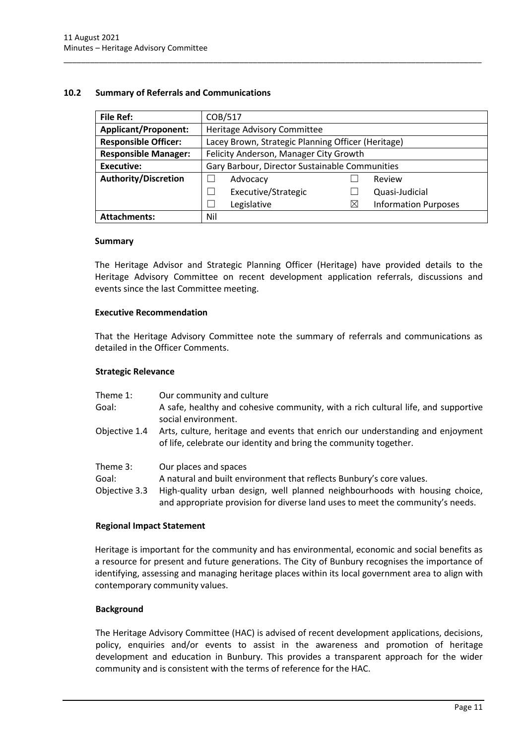## 10.2 Summary of Referrals and Communications

| File Ref: | COB/517 | | | |
|---|---|---|---|---|
| **Applicant/Proponent:** | Heritage Advisory Committee | | | |
| **Responsible Officer:** | Lacey Brown, Strategic Planning Officer (Heritage) | | | |
| **Responsible Manager:** | Felicity Anderson, Manager City Growth | | | |
| **Executive:** | Gary Barbour, Director Sustainable Communities | | | |
| **Authority/Discretion** | ☐ | Advocacy | ☐ | Review |
| | ☐ | Executive/Strategic | ☐ | Quasi-Judicial |
| | ☐ | Legislative | ☒ | Information Purposes |
| **Attachments:** | Nil | | | |

### Summary

The Heritage Advisor and Strategic Planning Officer (Heritage) have provided details to the Heritage Advisory Committee on recent development application referrals, discussions and events since the last Committee meeting.

### Executive Recommendation

That the Heritage Advisory Committee note the summary of referrals and communications as detailed in the Officer Comments.

### Strategic Relevance

| | |
|---|---|
| Theme 1: | Our community and culture |
| Goal: | A safe, healthy and cohesive community, with a rich cultural life, and supportive social environment. |
| Objective 1.4 | Arts, culture, heritage and events that enrich our understanding and enjoyment of life, celebrate our identity and bring the community together. |
| Theme 3: | Our places and spaces |
| Goal: | A natural and built environment that reflects Bunbury's core values. |
| Objective 3.3 | High-quality urban design, well planned neighbourhoods with housing choice, and appropriate provision for diverse land uses to meet the community's needs. |

### Regional Impact Statement

Heritage is important for the community and has environmental, economic and social benefits as a resource for present and future generations. The City of Bunbury recognises the importance of identifying, assessing and managing heritage places within its local government area to align with contemporary community values.

### Background

The Heritage Advisory Committee (HAC) is advised of recent development applications, decisions, policy, enquiries and/or events to assist in the awareness and promotion of heritage development and education in Bunbury. This provides a transparent approach for the wider community and is consistent with the terms of reference for the HAC.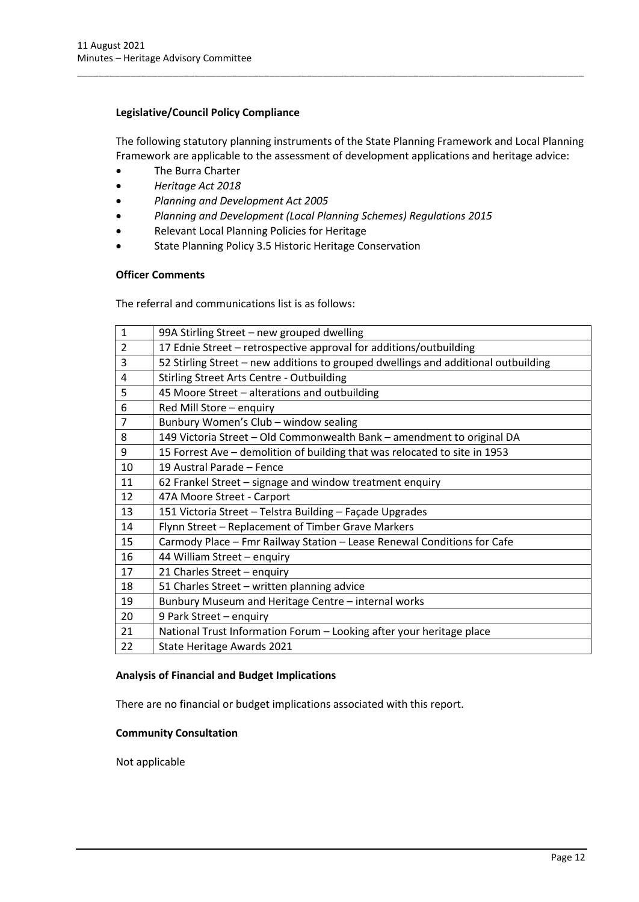**Legislative/Council Policy Compliance**

The following statutory planning instruments of the State Planning Framework and Local Planning Framework are applicable to the assessment of development applications and heritage advice:

- The Burra Charter
- *Heritage Act 2018*
- *Planning and Development Act 2005*
- *Planning and Development (Local Planning Schemes) Regulations 2015*
- Relevant Local Planning Policies for Heritage
- State Planning Policy 3.5 Historic Heritage Conservation

**Officer Comments**

The referral and communications list is as follows:

| | |
|---|---|
| 1 | 99A Stirling Street – new grouped dwelling |
| 2 | 17 Ednie Street – retrospective approval for additions/outbuilding |
| 3 | 52 Stirling Street – new additions to grouped dwellings and additional outbuilding |
| 4 | Stirling Street Arts Centre - Outbuilding |
| 5 | 45 Moore Street – alterations and outbuilding |
| 6 | Red Mill Store – enquiry |
| 7 | Bunbury Women's Club – window sealing |
| 8 | 149 Victoria Street – Old Commonwealth Bank – amendment to original DA |
| 9 | 15 Forrest Ave – demolition of building that was relocated to site in 1953 |
| 10 | 19 Austral Parade – Fence |
| 11 | 62 Frankel Street – signage and window treatment enquiry |
| 12 | 47A Moore Street - Carport |
| 13 | 151 Victoria Street – Telstra Building – Façade Upgrades |
| 14 | Flynn Street – Replacement of Timber Grave Markers |
| 15 | Carmody Place – Fmr Railway Station – Lease Renewal Conditions for Cafe |
| 16 | 44 William Street – enquiry |
| 17 | 21 Charles Street – enquiry |
| 18 | 51 Charles Street – written planning advice |
| 19 | Bunbury Museum and Heritage Centre – internal works |
| 20 | 9 Park Street – enquiry |
| 21 | National Trust Information Forum – Looking after your heritage place |
| 22 | State Heritage Awards 2021 |

**Analysis of Financial and Budget Implications**

There are no financial or budget implications associated with this report.

**Community Consultation**

Not applicable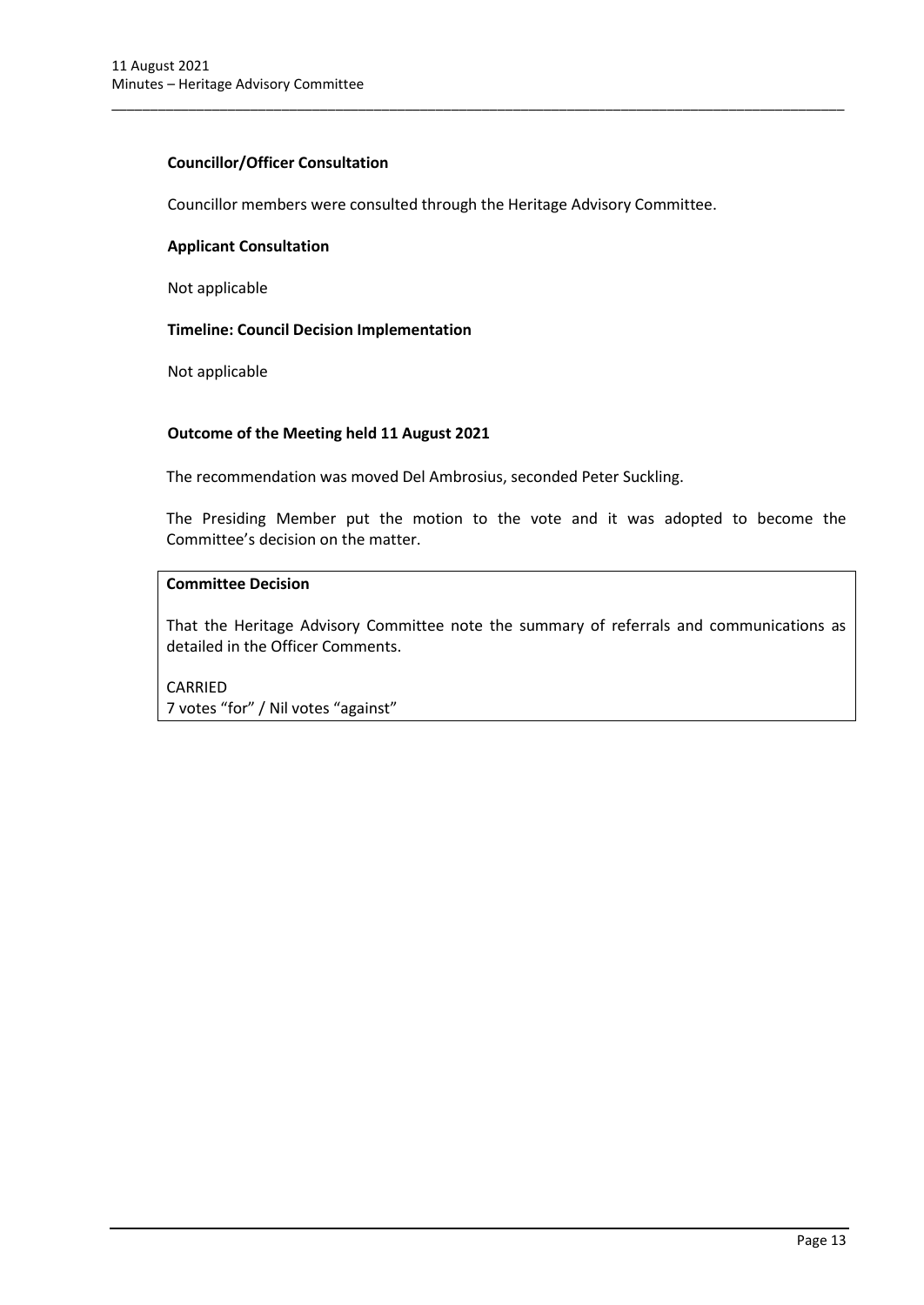**Councillor/Officer Consultation**

Councillor members were consulted through the Heritage Advisory Committee.

**Applicant Consultation**

Not applicable

**Timeline: Council Decision Implementation**

Not applicable

**Outcome of the Meeting held 11 August 2021**

The recommendation was moved Del Ambrosius, seconded Peter Suckling.

The Presiding Member put the motion to the vote and it was adopted to become the Committee's decision on the matter.

| **Committee Decision** |
|---|
| That the Heritage Advisory Committee note the summary of referrals and communications as detailed in the Officer Comments.<br><br>CARRIED<br>7 votes "for" / Nil votes "against" |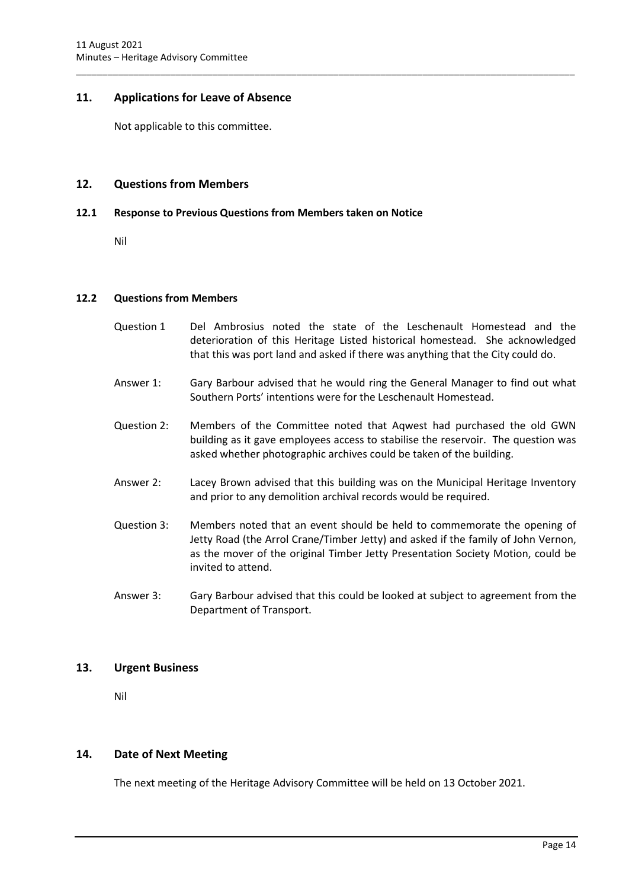## 11. Applications for Leave of Absence

Not applicable to this committee.

## 12. Questions from Members

### 12.1 Response to Previous Questions from Members taken on Notice

Nil

### 12.2 Questions from Members

Question 1 Del Ambrosius noted the state of the Leschenault Homestead and the deterioration of this Heritage Listed historical homestead. She acknowledged that this was port land and asked if there was anything that the City could do.

Answer 1: Gary Barbour advised that he would ring the General Manager to find out what Southern Ports' intentions were for the Leschenault Homestead.

Question 2: Members of the Committee noted that Aqwest had purchased the old GWN building as it gave employees access to stabilise the reservoir. The question was asked whether photographic archives could be taken of the building.

Answer 2: Lacey Brown advised that this building was on the Municipal Heritage Inventory and prior to any demolition archival records would be required.

Question 3: Members noted that an event should be held to commemorate the opening of Jetty Road (the Arrol Crane/Timber Jetty) and asked if the family of John Vernon, as the mover of the original Timber Jetty Presentation Society Motion, could be invited to attend.

Answer 3: Gary Barbour advised that this could be looked at subject to agreement from the Department of Transport.

## 13. Urgent Business

Nil

## 14. Date of Next Meeting

The next meeting of the Heritage Advisory Committee will be held on 13 October 2021.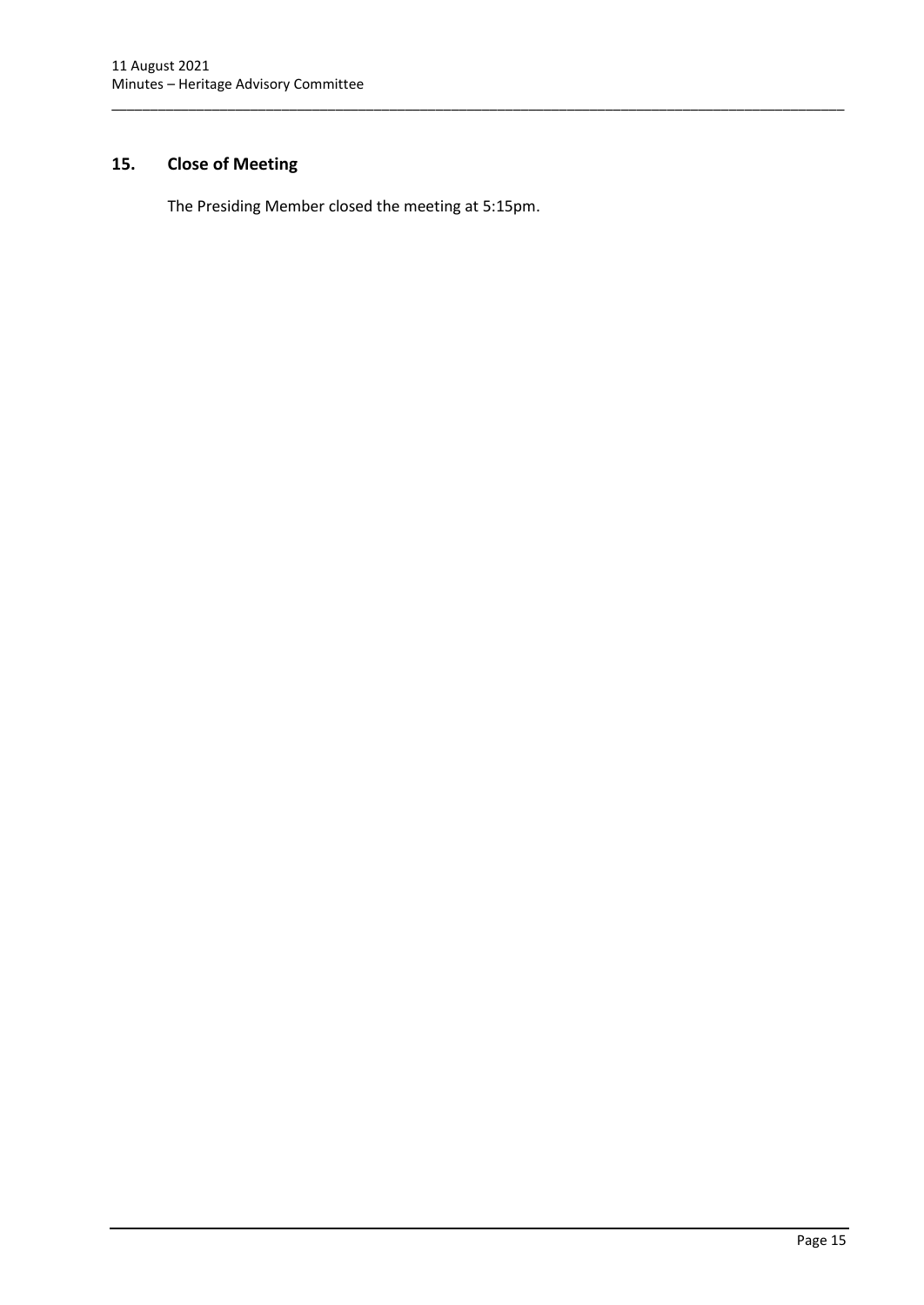## 15. Close of Meeting

The Presiding Member closed the meeting at 5:15pm.